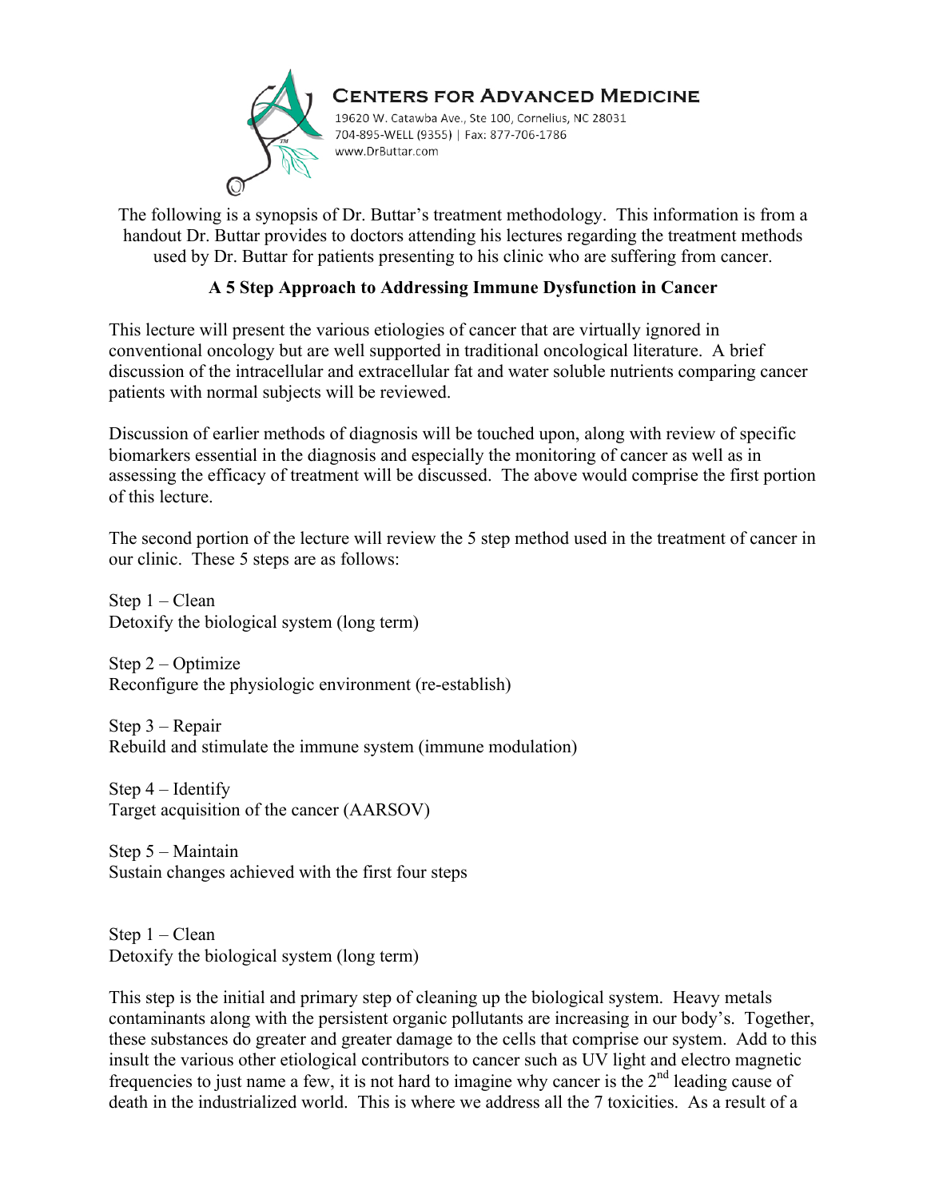**Centers for Advanced Medicine**

19620 W. Catawba Ave., Ste 100, Cornelius, NC 28031
704-895-WELL (9355) | Fax: 877-706-1786
www.DrButtar.com

The following is a synopsis of Dr. Buttar's treatment methodology. This information is from a handout Dr. Buttar provides to doctors attending his lectures regarding the treatment methods used by Dr. Buttar for patients presenting to his clinic who are suffering from cancer.

## A 5 Step Approach to Addressing Immune Dysfunction in Cancer

This lecture will present the various etiologies of cancer that are virtually ignored in conventional oncology but are well supported in traditional oncological literature. A brief discussion of the intracellular and extracellular fat and water soluble nutrients comparing cancer patients with normal subjects will be reviewed.

Discussion of earlier methods of diagnosis will be touched upon, along with review of specific biomarkers essential in the diagnosis and especially the monitoring of cancer as well as in assessing the efficacy of treatment will be discussed. The above would comprise the first portion of this lecture.

The second portion of the lecture will review the 5 step method used in the treatment of cancer in our clinic. These 5 steps are as follows:

Step 1 – Clean
Detoxify the biological system (long term)

Step 2 – Optimize
Reconfigure the physiologic environment (re-establish)

Step 3 – Repair
Rebuild and stimulate the immune system (immune modulation)

Step 4 – Identify
Target acquisition of the cancer (AARSOV)

Step 5 – Maintain
Sustain changes achieved with the first four steps

Step 1 – Clean
Detoxify the biological system (long term)

This step is the initial and primary step of cleaning up the biological system. Heavy metals contaminants along with the persistent organic pollutants are increasing in our body's. Together, these substances do greater and greater damage to the cells that comprise our system. Add to this insult the various other etiological contributors to cancer such as UV light and electro magnetic frequencies to just name a few, it is not hard to imagine why cancer is the 2nd leading cause of death in the industrialized world. This is where we address all the 7 toxicities. As a result of a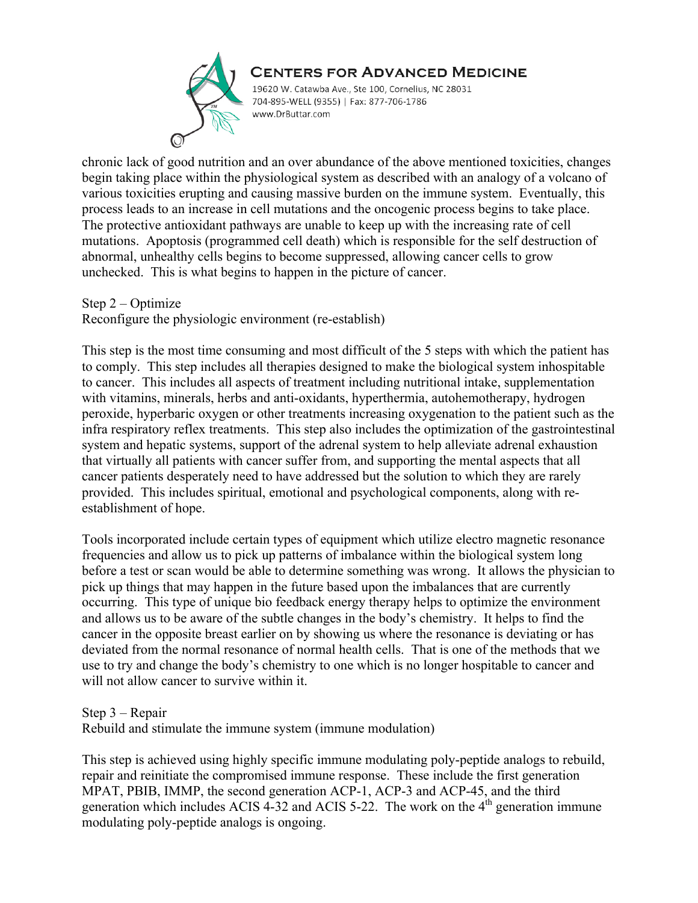chronic lack of good nutrition and an over abundance of the above mentioned toxicities, changes begin taking place within the physiological system as described with an analogy of a volcano of various toxicities erupting and causing massive burden on the immune system. Eventually, this process leads to an increase in cell mutations and the oncogenic process begins to take place. The protective antioxidant pathways are unable to keep up with the increasing rate of cell mutations. Apoptosis (programmed cell death) which is responsible for the self destruction of abnormal, unhealthy cells begins to become suppressed, allowing cancer cells to grow unchecked. This is what begins to happen in the picture of cancer.

Step 2 – Optimize
Reconfigure the physiologic environment (re-establish)

This step is the most time consuming and most difficult of the 5 steps with which the patient has to comply. This step includes all therapies designed to make the biological system inhospitable to cancer. This includes all aspects of treatment including nutritional intake, supplementation with vitamins, minerals, herbs and anti-oxidants, hyperthermia, autohemotherapy, hydrogen peroxide, hyperbaric oxygen or other treatments increasing oxygenation to the patient such as the infra respiratory reflex treatments. This step also includes the optimization of the gastrointestinal system and hepatic systems, support of the adrenal system to help alleviate adrenal exhaustion that virtually all patients with cancer suffer from, and supporting the mental aspects that all cancer patients desperately need to have addressed but the solution to which they are rarely provided. This includes spiritual, emotional and psychological components, along with re-establishment of hope.

Tools incorporated include certain types of equipment which utilize electro magnetic resonance frequencies and allow us to pick up patterns of imbalance within the biological system long before a test or scan would be able to determine something was wrong. It allows the physician to pick up things that may happen in the future based upon the imbalances that are currently occurring. This type of unique bio feedback energy therapy helps to optimize the environment and allows us to be aware of the subtle changes in the body's chemistry. It helps to find the cancer in the opposite breast earlier on by showing us where the resonance is deviating or has deviated from the normal resonance of normal health cells. That is one of the methods that we use to try and change the body's chemistry to one which is no longer hospitable to cancer and will not allow cancer to survive within it.

Step 3 – Repair
Rebuild and stimulate the immune system (immune modulation)

This step is achieved using highly specific immune modulating poly-peptide analogs to rebuild, repair and reinitiate the compromised immune response. These include the first generation MPAT, PBIB, IMMP, the second generation ACP-1, ACP-3 and ACP-45, and the third generation which includes ACIS 4-32 and ACIS 5-22. The work on the 4th generation immune modulating poly-peptide analogs is ongoing.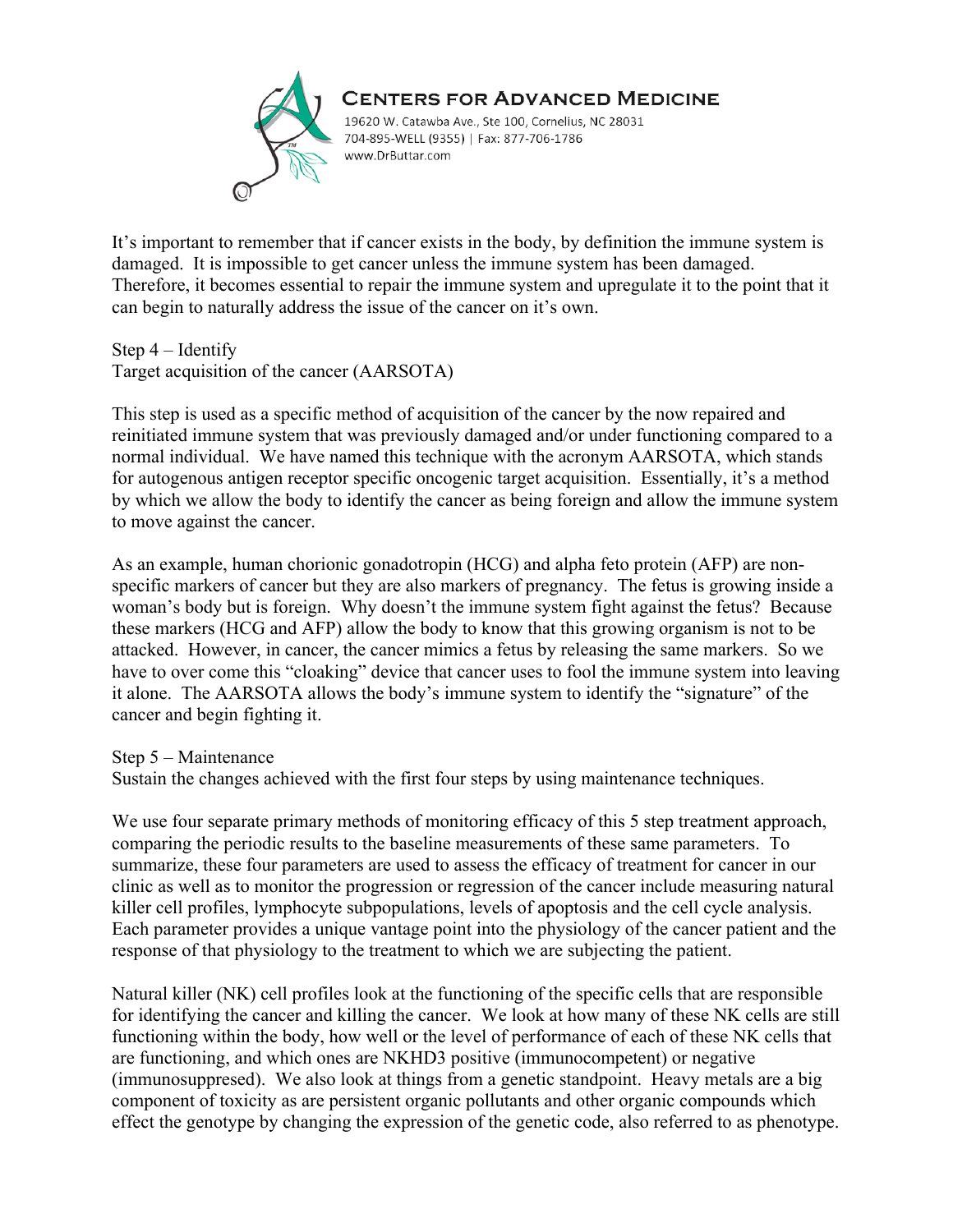It's important to remember that if cancer exists in the body, by definition the immune system is damaged. It is impossible to get cancer unless the immune system has been damaged. Therefore, it becomes essential to repair the immune system and upregulate it to the point that it can begin to naturally address the issue of the cancer on it's own.

Step 4 – Identify
Target acquisition of the cancer (AARSOTA)

This step is used as a specific method of acquisition of the cancer by the now repaired and reinitiated immune system that was previously damaged and/or under functioning compared to a normal individual. We have named this technique with the acronym AARSOTA, which stands for autogenous antigen receptor specific oncogenic target acquisition. Essentially, it's a method by which we allow the body to identify the cancer as being foreign and allow the immune system to move against the cancer.

As an example, human chorionic gonadotropin (HCG) and alpha feto protein (AFP) are non-specific markers of cancer but they are also markers of pregnancy. The fetus is growing inside a woman's body but is foreign. Why doesn't the immune system fight against the fetus? Because these markers (HCG and AFP) allow the body to know that this growing organism is not to be attacked. However, in cancer, the cancer mimics a fetus by releasing the same markers. So we have to over come this "cloaking" device that cancer uses to fool the immune system into leaving it alone. The AARSOTA allows the body's immune system to identify the "signature" of the cancer and begin fighting it.

Step 5 – Maintenance
Sustain the changes achieved with the first four steps by using maintenance techniques.

We use four separate primary methods of monitoring efficacy of this 5 step treatment approach, comparing the periodic results to the baseline measurements of these same parameters. To summarize, these four parameters are used to assess the efficacy of treatment for cancer in our clinic as well as to monitor the progression or regression of the cancer include measuring natural killer cell profiles, lymphocyte subpopulations, levels of apoptosis and the cell cycle analysis. Each parameter provides a unique vantage point into the physiology of the cancer patient and the response of that physiology to the treatment to which we are subjecting the patient.

Natural killer (NK) cell profiles look at the functioning of the specific cells that are responsible for identifying the cancer and killing the cancer. We look at how many of these NK cells are still functioning within the body, how well or the level of performance of each of these NK cells that are functioning, and which ones are NKHD3 positive (immunocompetent) or negative (immunosuppresed). We also look at things from a genetic standpoint. Heavy metals are a big component of toxicity as are persistent organic pollutants and other organic compounds which effect the genotype by changing the expression of the genetic code, also referred to as phenotype.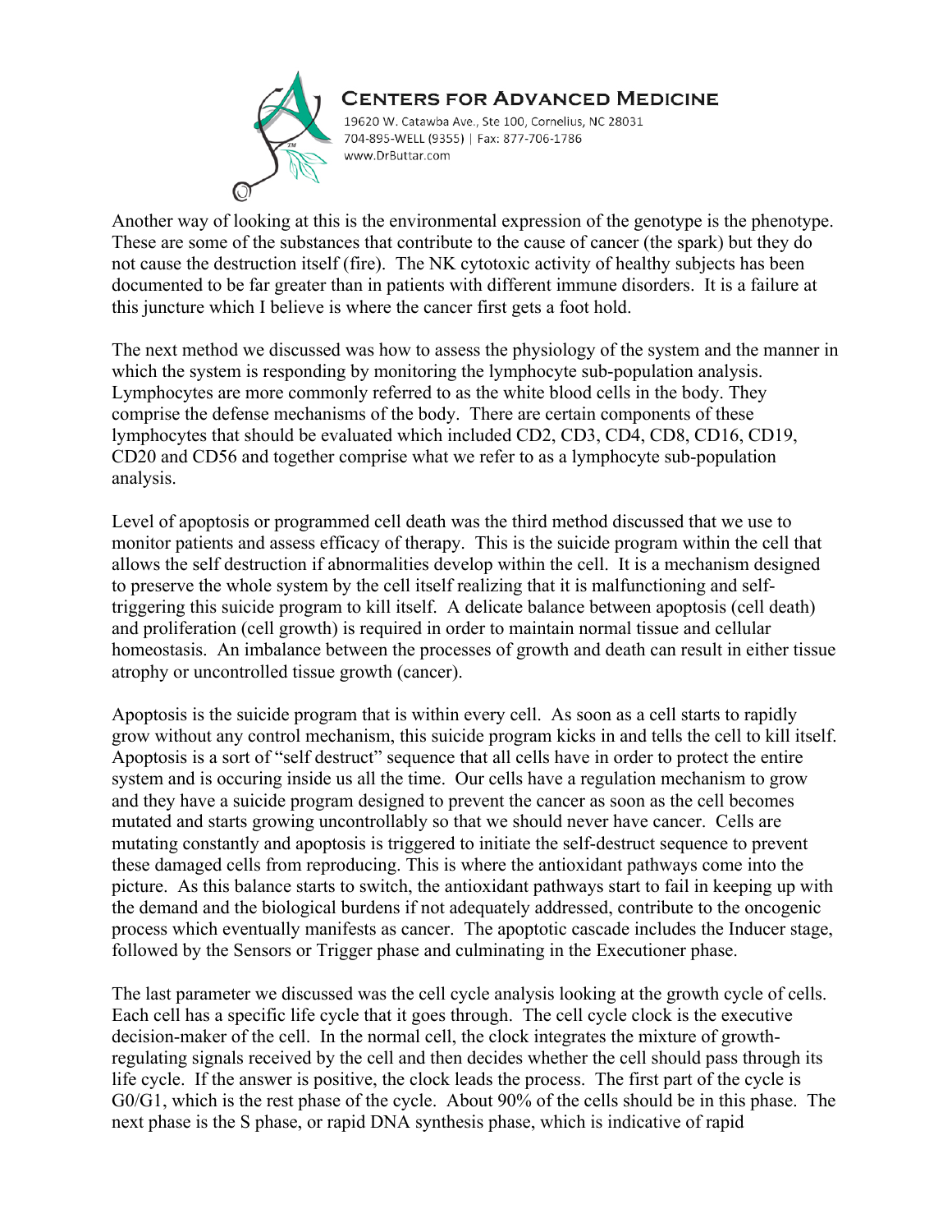Another way of looking at this is the environmental expression of the genotype is the phenotype. These are some of the substances that contribute to the cause of cancer (the spark) but they do not cause the destruction itself (fire). The NK cytotoxic activity of healthy subjects has been documented to be far greater than in patients with different immune disorders. It is a failure at this juncture which I believe is where the cancer first gets a foot hold.

The next method we discussed was how to assess the physiology of the system and the manner in which the system is responding by monitoring the lymphocyte sub-population analysis. Lymphocytes are more commonly referred to as the white blood cells in the body. They comprise the defense mechanisms of the body. There are certain components of these lymphocytes that should be evaluated which included CD2, CD3, CD4, CD8, CD16, CD19, CD20 and CD56 and together comprise what we refer to as a lymphocyte sub-population analysis.

Level of apoptosis or programmed cell death was the third method discussed that we use to monitor patients and assess efficacy of therapy. This is the suicide program within the cell that allows the self destruction if abnormalities develop within the cell. It is a mechanism designed to preserve the whole system by the cell itself realizing that it is malfunctioning and self-triggering this suicide program to kill itself. A delicate balance between apoptosis (cell death) and proliferation (cell growth) is required in order to maintain normal tissue and cellular homeostasis. An imbalance between the processes of growth and death can result in either tissue atrophy or uncontrolled tissue growth (cancer).

Apoptosis is the suicide program that is within every cell. As soon as a cell starts to rapidly grow without any control mechanism, this suicide program kicks in and tells the cell to kill itself. Apoptosis is a sort of "self destruct" sequence that all cells have in order to protect the entire system and is occuring inside us all the time. Our cells have a regulation mechanism to grow and they have a suicide program designed to prevent the cancer as soon as the cell becomes mutated and starts growing uncontrollably so that we should never have cancer. Cells are mutating constantly and apoptosis is triggered to initiate the self-destruct sequence to prevent these damaged cells from reproducing. This is where the antioxidant pathways come into the picture. As this balance starts to switch, the antioxidant pathways start to fail in keeping up with the demand and the biological burdens if not adequately addressed, contribute to the oncogenic process which eventually manifests as cancer. The apoptotic cascade includes the Inducer stage, followed by the Sensors or Trigger phase and culminating in the Executioner phase.

The last parameter we discussed was the cell cycle analysis looking at the growth cycle of cells. Each cell has a specific life cycle that it goes through. The cell cycle clock is the executive decision-maker of the cell. In the normal cell, the clock integrates the mixture of growth-regulating signals received by the cell and then decides whether the cell should pass through its life cycle. If the answer is positive, the clock leads the process. The first part of the cycle is G0/G1, which is the rest phase of the cycle. About 90% of the cells should be in this phase. The next phase is the S phase, or rapid DNA synthesis phase, which is indicative of rapid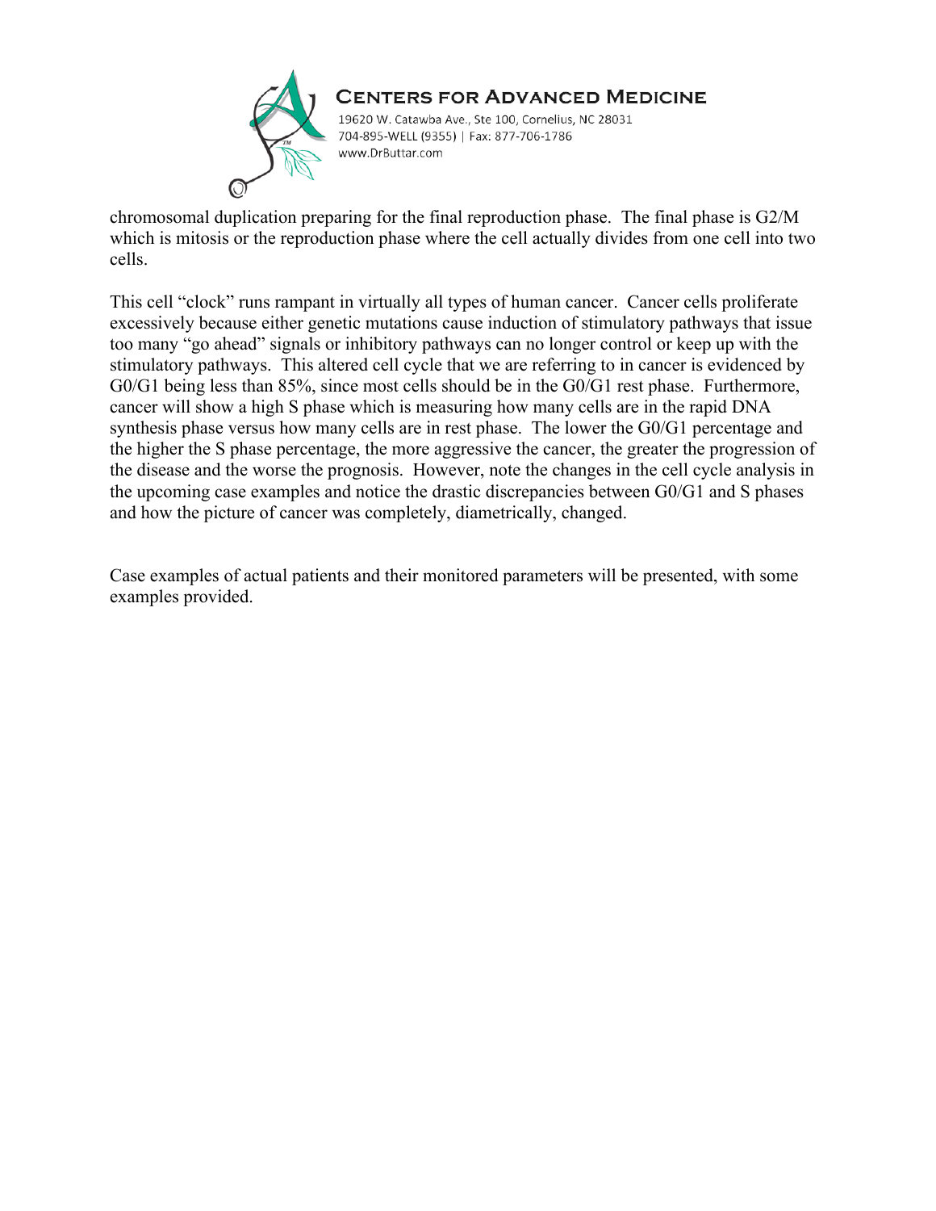chromosomal duplication preparing for the final reproduction phase. The final phase is G2/M which is mitosis or the reproduction phase where the cell actually divides from one cell into two cells.

This cell "clock" runs rampant in virtually all types of human cancer. Cancer cells proliferate excessively because either genetic mutations cause induction of stimulatory pathways that issue too many "go ahead" signals or inhibitory pathways can no longer control or keep up with the stimulatory pathways. This altered cell cycle that we are referring to in cancer is evidenced by G0/G1 being less than 85%, since most cells should be in the G0/G1 rest phase. Furthermore, cancer will show a high S phase which is measuring how many cells are in the rapid DNA synthesis phase versus how many cells are in rest phase. The lower the G0/G1 percentage and the higher the S phase percentage, the more aggressive the cancer, the greater the progression of the disease and the worse the prognosis. However, note the changes in the cell cycle analysis in the upcoming case examples and notice the drastic discrepancies between G0/G1 and S phases and how the picture of cancer was completely, diametrically, changed.

Case examples of actual patients and their monitored parameters will be presented, with some examples provided.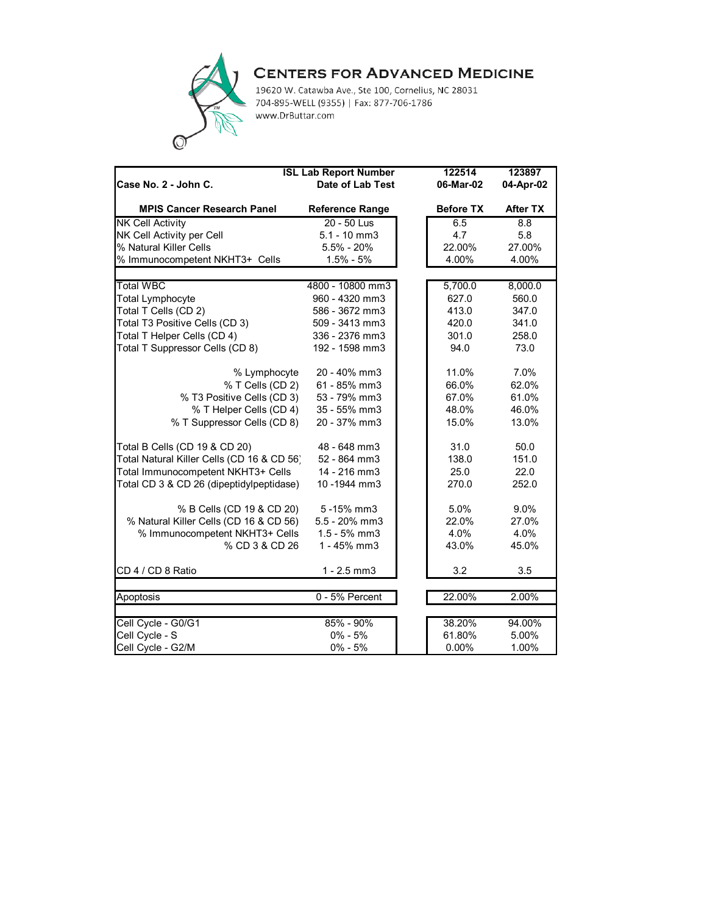# Centers for Advanced Medicine

19620 W. Catawba Ave., Ste 100, Cornelius, NC 28031
704-895-WELL (9355) | Fax: 877-706-1786
www.DrButtar.com

| Case No. 2 - John C. | ISL Lab Report Number / Date of Lab Test | 122514 / 06-Mar-02 | 123897 / 04-Apr-02 |
|---|---|---|---|
| **MPIS Cancer Research Panel** | **Reference Range** | **Before TX** | **After TX** |
| NK Cell Activity | 20 - 50 Lus | 6.5 | 8.8 |
| NK Cell Activity per Cell | 5.1 - 10 mm3 | 4.7 | 5.8 |
| % Natural Killer Cells | 5.5% - 20% | 22.00% | 27.00% |
| % Immunocompetent NKHT3+ Cells | 1.5% - 5% | 4.00% | 4.00% |
| | | | |
| Total WBC | 4800 - 10800 mm3 | 5,700.0 | 8,000.0 |
| Total Lymphocyte | 960 - 4320 mm3 | 627.0 | 560.0 |
| Total T Cells (CD 2) | 586 - 3672 mm3 | 413.0 | 347.0 |
| Total T3 Positive Cells (CD 3) | 509 - 3413 mm3 | 420.0 | 341.0 |
| Total T Helper Cells (CD 4) | 336 - 2376 mm3 | 301.0 | 258.0 |
| Total T Suppressor Cells (CD 8) | 192 - 1598 mm3 | 94.0 | 73.0 |
| % Lymphocyte | 20 - 40% mm3 | 11.0% | 7.0% |
| % T Cells (CD 2) | 61 - 85% mm3 | 66.0% | 62.0% |
| % T3 Positive Cells (CD 3) | 53 - 79% mm3 | 67.0% | 61.0% |
| % T Helper Cells (CD 4) | 35 - 55% mm3 | 48.0% | 46.0% |
| % T Suppressor Cells (CD 8) | 20 - 37% mm3 | 15.0% | 13.0% |
| Total B Cells (CD 19 & CD 20) | 48 - 648 mm3 | 31.0 | 50.0 |
| Total Natural Killer Cells (CD 16 & CD 56) | 52 - 864 mm3 | 138.0 | 151.0 |
| Total Immunocompetent NKHT3+ Cells | 14 - 216 mm3 | 25.0 | 22.0 |
| Total CD 3 & CD 26 (dipeptidylpeptidase) | 10 -1944 mm3 | 270.0 | 252.0 |
| % B Cells (CD 19 & CD 20) | 5 -15% mm3 | 5.0% | 9.0% |
| % Natural Killer Cells (CD 16 & CD 56) | 5.5 - 20% mm3 | 22.0% | 27.0% |
| % Immunocompetent NKHT3+ Cells | 1.5 - 5% mm3 | 4.0% | 4.0% |
| % CD 3 & CD 26 | 1 - 45% mm3 | 43.0% | 45.0% |
| CD 4 / CD 8 Ratio | 1 - 2.5 mm3 | 3.2 | 3.5 |
| | | | |
| Apoptosis | 0 - 5% Percent | 22.00% | 2.00% |
| | | | |
| Cell Cycle - G0/G1 | 85% - 90% | 38.20% | 94.00% |
| Cell Cycle - S | 0% - 5% | 61.80% | 5.00% |
| Cell Cycle - G2/M | 0% - 5% | 0.00% | 1.00% |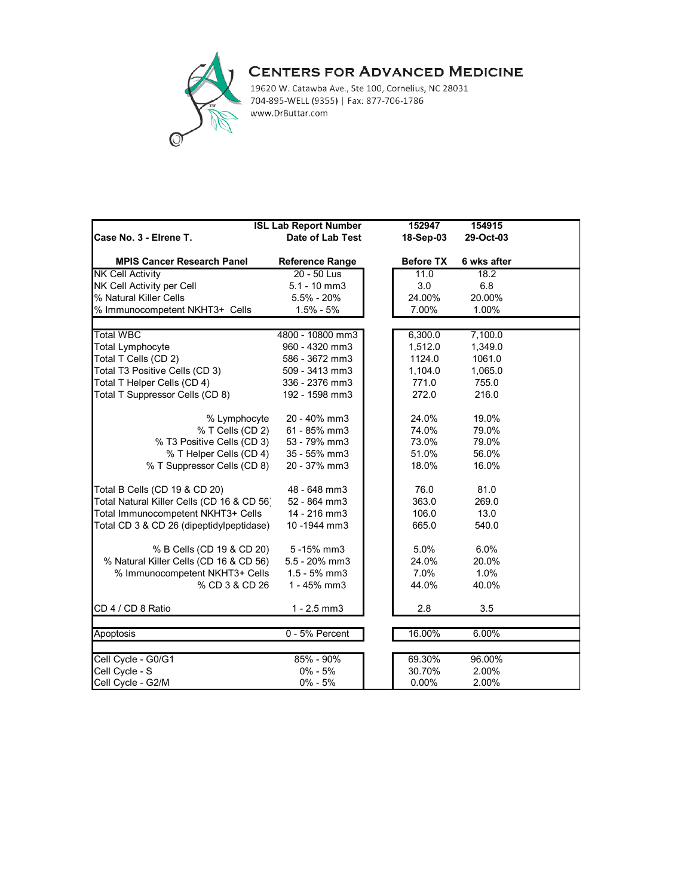# Centers for Advanced Medicine

19620 W. Catawba Ave., Ste 100, Cornelius, NC 28031
704-895-WELL (9355) | Fax: 877-706-1786
www.DrButtar.com

| Case No. 3 - Elrene T. | ISL Lab Report Number | 152947 | 154915 |
|---|---|---|---|
| | Date of Lab Test | 18-Sep-03 | 29-Oct-03 |
| **MPIS Cancer Research Panel** | **Reference Range** | **Before TX** | **6 wks after** |
| NK Cell Activity | 20 - 50 Lus | 11.0 | 18.2 |
| NK Cell Activity per Cell | 5.1 - 10 mm3 | 3.0 | 6.8 |
| % Natural Killer Cells | 5.5% - 20% | 24.00% | 20.00% |
| % Immunocompetent NKHT3+ Cells | 1.5% - 5% | 7.00% | 1.00% |
| | | | |
| Total WBC | 4800 - 10800 mm3 | 6,300.0 | 7,100.0 |
| Total Lymphocyte | 960 - 4320 mm3 | 1,512.0 | 1,349.0 |
| Total T Cells (CD 2) | 586 - 3672 mm3 | 1124.0 | 1061.0 |
| Total T3 Positive Cells (CD 3) | 509 - 3413 mm3 | 1,104.0 | 1,065.0 |
| Total T Helper Cells (CD 4) | 336 - 2376 mm3 | 771.0 | 755.0 |
| Total T Suppressor Cells (CD 8) | 192 - 1598 mm3 | 272.0 | 216.0 |
| % Lymphocyte | 20 - 40% mm3 | 24.0% | 19.0% |
| % T Cells (CD 2) | 61 - 85% mm3 | 74.0% | 79.0% |
| % T3 Positive Cells (CD 3) | 53 - 79% mm3 | 73.0% | 79.0% |
| % T Helper Cells (CD 4) | 35 - 55% mm3 | 51.0% | 56.0% |
| % T Suppressor Cells (CD 8) | 20 - 37% mm3 | 18.0% | 16.0% |
| Total B Cells (CD 19 & CD 20) | 48 - 648 mm3 | 76.0 | 81.0 |
| Total Natural Killer Cells (CD 16 & CD 56) | 52 - 864 mm3 | 363.0 | 269.0 |
| Total Immunocompetent NKHT3+ Cells | 14 - 216 mm3 | 106.0 | 13.0 |
| Total CD 3 & CD 26 (dipeptidylpeptidase) | 10 -1944 mm3 | 665.0 | 540.0 |
| % B Cells (CD 19 & CD 20) | 5 -15% mm3 | 5.0% | 6.0% |
| % Natural Killer Cells (CD 16 & CD 56) | 5.5 - 20% mm3 | 24.0% | 20.0% |
| % Immunocompetent NKHT3+ Cells | 1.5 - 5% mm3 | 7.0% | 1.0% |
| % CD 3 & CD 26 | 1 - 45% mm3 | 44.0% | 40.0% |
| CD 4 / CD 8 Ratio | 1 - 2.5 mm3 | 2.8 | 3.5 |
| | | | |
| Apoptosis | 0 - 5% Percent | 16.00% | 6.00% |
| | | | |
| Cell Cycle - G0/G1 | 85% - 90% | 69.30% | 96.00% |
| Cell Cycle - S | 0% - 5% | 30.70% | 2.00% |
| Cell Cycle - G2/M | 0% - 5% | 0.00% | 2.00% |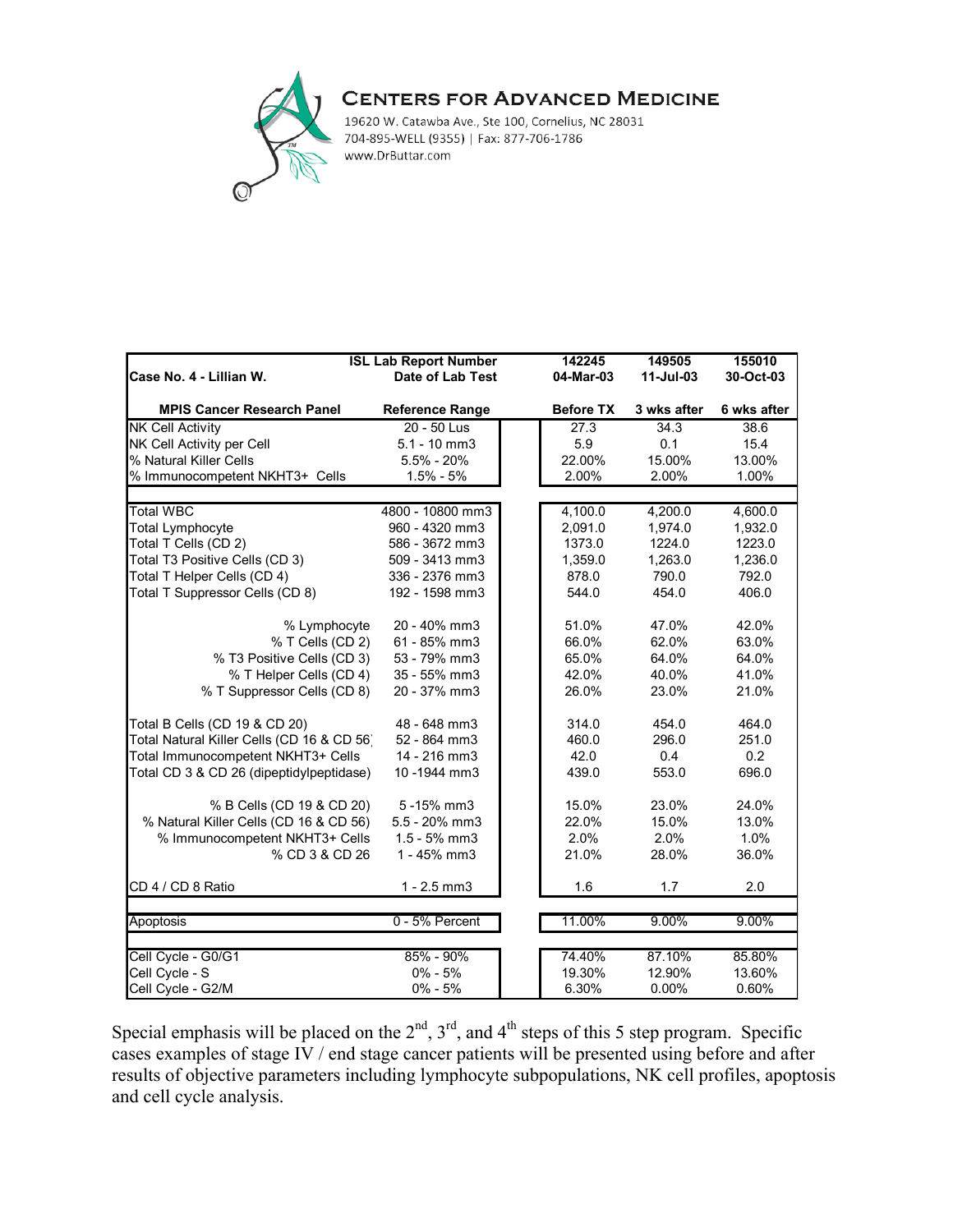**Centers for Advanced Medicine**

19620 W. Catawba Ave., Ste 100, Cornelius, NC 28031
704-895-WELL (9355) | Fax: 877-706-1786
www.DrButtar.com

| Case No. 4 - Lillian W. | ISL Lab Report Number / Date of Lab Test | 142245 / 04-Mar-03 | 149505 / 11-Jul-03 | 155010 / 30-Oct-03 |
|---|---|---|---|---|
| **MPIS Cancer Research Panel** | **Reference Range** | **Before TX** | **3 wks after** | **6 wks after** |
| NK Cell Activity | 20 - 50 Lus | 27.3 | 34.3 | 38.6 |
| NK Cell Activity per Cell | 5.1 - 10 mm3 | 5.9 | 0.1 | 15.4 |
| % Natural Killer Cells | 5.5% - 20% | 22.00% | 15.00% | 13.00% |
| % Immunocompetent NKHT3+ Cells | 1.5% - 5% | 2.00% | 2.00% | 1.00% |
| | | | | |
| Total WBC | 4800 - 10800 mm3 | 4,100.0 | 4,200.0 | 4,600.0 |
| Total Lymphocyte | 960 - 4320 mm3 | 2,091.0 | 1,974.0 | 1,932.0 |
| Total T Cells (CD 2) | 586 - 3672 mm3 | 1373.0 | 1224.0 | 1223.0 |
| Total T3 Positive Cells (CD 3) | 509 - 3413 mm3 | 1,359.0 | 1,263.0 | 1,236.0 |
| Total T Helper Cells (CD 4) | 336 - 2376 mm3 | 878.0 | 790.0 | 792.0 |
| Total T Suppressor Cells (CD 8) | 192 - 1598 mm3 | 544.0 | 454.0 | 406.0 |
| % Lymphocyte | 20 - 40% mm3 | 51.0% | 47.0% | 42.0% |
| % T Cells (CD 2) | 61 - 85% mm3 | 66.0% | 62.0% | 63.0% |
| % T3 Positive Cells (CD 3) | 53 - 79% mm3 | 65.0% | 64.0% | 64.0% |
| % T Helper Cells (CD 4) | 35 - 55% mm3 | 42.0% | 40.0% | 41.0% |
| % T Suppressor Cells (CD 8) | 20 - 37% mm3 | 26.0% | 23.0% | 21.0% |
| Total B Cells (CD 19 & CD 20) | 48 - 648 mm3 | 314.0 | 454.0 | 464.0 |
| Total Natural Killer Cells (CD 16 & CD 56) | 52 - 864 mm3 | 460.0 | 296.0 | 251.0 |
| Total Immunocompetent NKHT3+ Cells | 14 - 216 mm3 | 42.0 | 0.4 | 0.2 |
| Total CD 3 & CD 26 (dipeptidylpeptidase) | 10 -1944 mm3 | 439.0 | 553.0 | 696.0 |
| % B Cells (CD 19 & CD 20) | 5 -15% mm3 | 15.0% | 23.0% | 24.0% |
| % Natural Killer Cells (CD 16 & CD 56) | 5.5 - 20% mm3 | 22.0% | 15.0% | 13.0% |
| % Immunocompetent NKHT3+ Cells | 1.5 - 5% mm3 | 2.0% | 2.0% | 1.0% |
| % CD 3 & CD 26 | 1 - 45% mm3 | 21.0% | 28.0% | 36.0% |
| CD 4 / CD 8 Ratio | 1 - 2.5 mm3 | 1.6 | 1.7 | 2.0 |
| | | | | |
| Apoptosis | 0 - 5% Percent | 11.00% | 9.00% | 9.00% |
| | | | | |
| Cell Cycle - G0/G1 | 85% - 90% | 74.40% | 87.10% | 85.80% |
| Cell Cycle - S | 0% - 5% | 19.30% | 12.90% | 13.60% |
| Cell Cycle - G2/M | 0% - 5% | 6.30% | 0.00% | 0.60% |

Special emphasis will be placed on the 2nd, 3rd, and 4th steps of this 5 step program. Specific cases examples of stage IV / end stage cancer patients will be presented using before and after results of objective parameters including lymphocyte subpopulations, NK cell profiles, apoptosis and cell cycle analysis.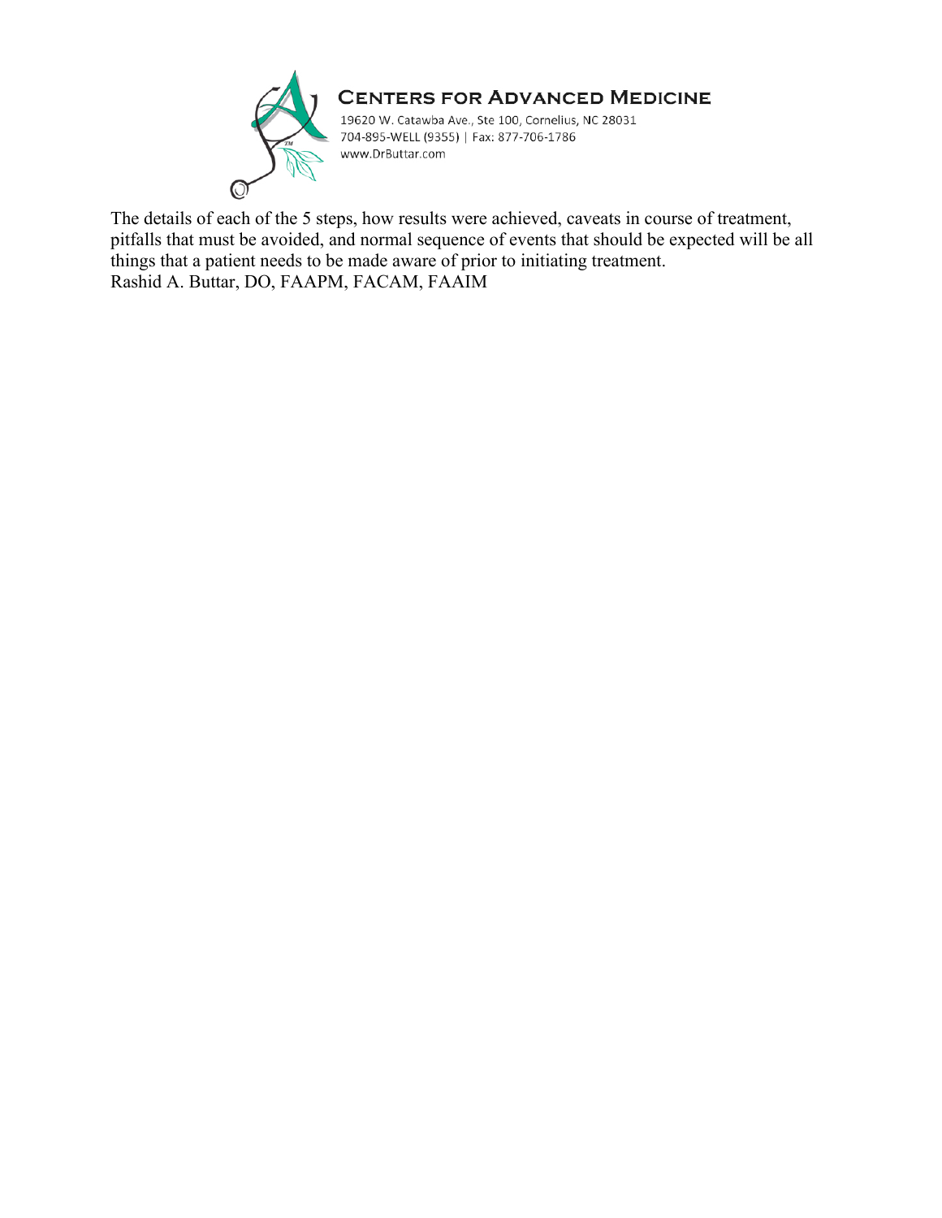The details of each of the 5 steps, how results were achieved, caveats in course of treatment, pitfalls that must be avoided, and normal sequence of events that should be expected will be all things that a patient needs to be made aware of prior to initiating treatment.

Rashid A. Buttar, DO, FAAPM, FACAM, FAAIM